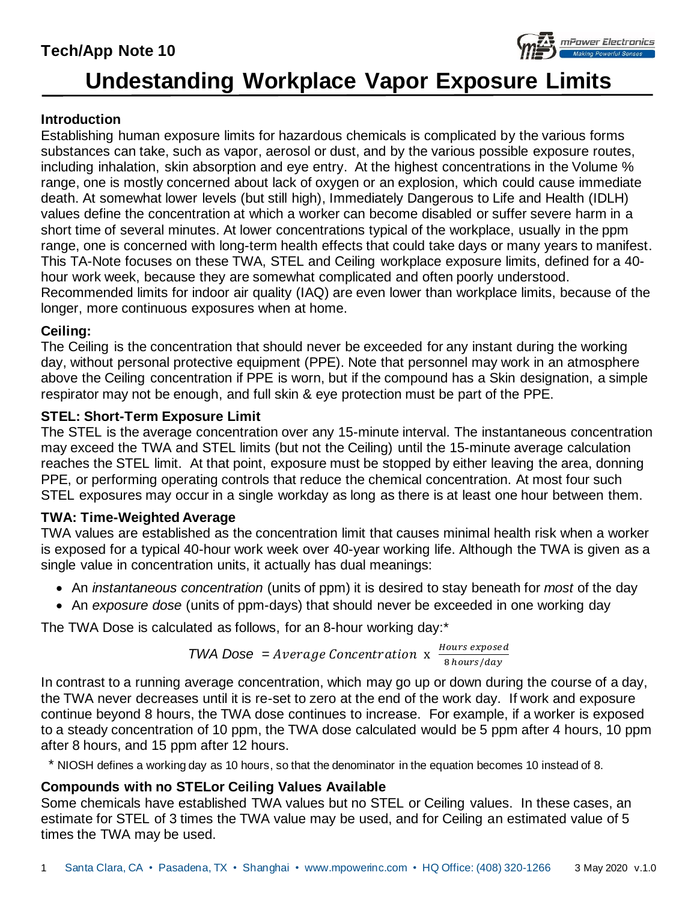Tech/App Note 10

# Undestanding Workplace Vapor Exposure Limits

### Introduction

Establishing human exposure limits for hazardous chemicals is complicated by the various forms substances can take, such as vapor, aerosol or dust, and by the various possible exposure routes, including inhalation, skin absorption and eye entry. At the highest concentrations in the Volume % range, one is mostly concerned about lack of oxygen or an explosion, which could cause immediate death. At somewhat lower levels (but still high), Immediately Dangerous to Life and Health (IDLH) values define the concentration at which a worker can become disabled or suffer severe harm in a short time of several minutes. At lower concentrations typical of the workplace, usually in the ppm range, one is concerned with long-term health effects that could take days or many years to manifest. This TA-Note focuses on these TWA, STEL and Ceiling workplace exposure limits, defined for a 40-hour work week, because they are somewhat complicated and often poorly understood. Recommended limits for indoor air quality (IAQ) are even lower than workplace limits, because of the longer, more continuous exposures when at home.

### Ceiling:

The Ceiling is the concentration that should never be exceeded for any instant during the working day, without personal protective equipment (PPE). Note that personnel may work in an atmosphere above the Ceiling concentration if PPE is worn, but if the compound has a Skin designation, a simple respirator may not be enough, and full skin & eye protection must be part of the PPE.

### STEL: Short-Term Exposure Limit

The STEL is the average concentration over any 15-minute interval. The instantaneous concentration may exceed the TWA and STEL limits (but not the Ceiling) until the 15-minute average calculation reaches the STEL limit. At that point, exposure must be stopped by either leaving the area, donning PPE, or performing operating controls that reduce the chemical concentration. At most four such STEL exposures may occur in a single workday as long as there is at least one hour between them.

### TWA: Time-Weighted Average

TWA values are established as the concentration limit that causes minimal health risk when a worker is exposed for a typical 40-hour work week over 40-year working life. Although the TWA is given as a single value in concentration units, it actually has dual meanings:

- An *instantaneous concentration* (units of ppm) it is desired to stay beneath for *most* of the day
- An *exposure dose* (units of ppm-days) that should never be exceeded in one working day

The TWA Dose is calculated as follows, for an 8-hour working day:*

$$\text{TWA Dose} = Average\ Concentration \times \frac{Hours\ exposed}{8\ hours/day}$$

In contrast to a running average concentration, which may go up or down during the course of a day, the TWA never decreases until it is re-set to zero at the end of the work day. If work and exposure continue beyond 8 hours, the TWA dose continues to increase. For example, if a worker is exposed to a steady concentration of 10 ppm, the TWA dose calculated would be 5 ppm after 4 hours, 10 ppm after 8 hours, and 15 ppm after 12 hours.

* NIOSH defines a working day as 10 hours, so that the denominator in the equation becomes 10 instead of 8.

### Compounds with no STELor Ceiling Values Available

Some chemicals have established TWA values but no STEL or Ceiling values. In these cases, an estimate for STEL of 3 times the TWA value may be used, and for Ceiling an estimated value of 5 times the TWA may be used.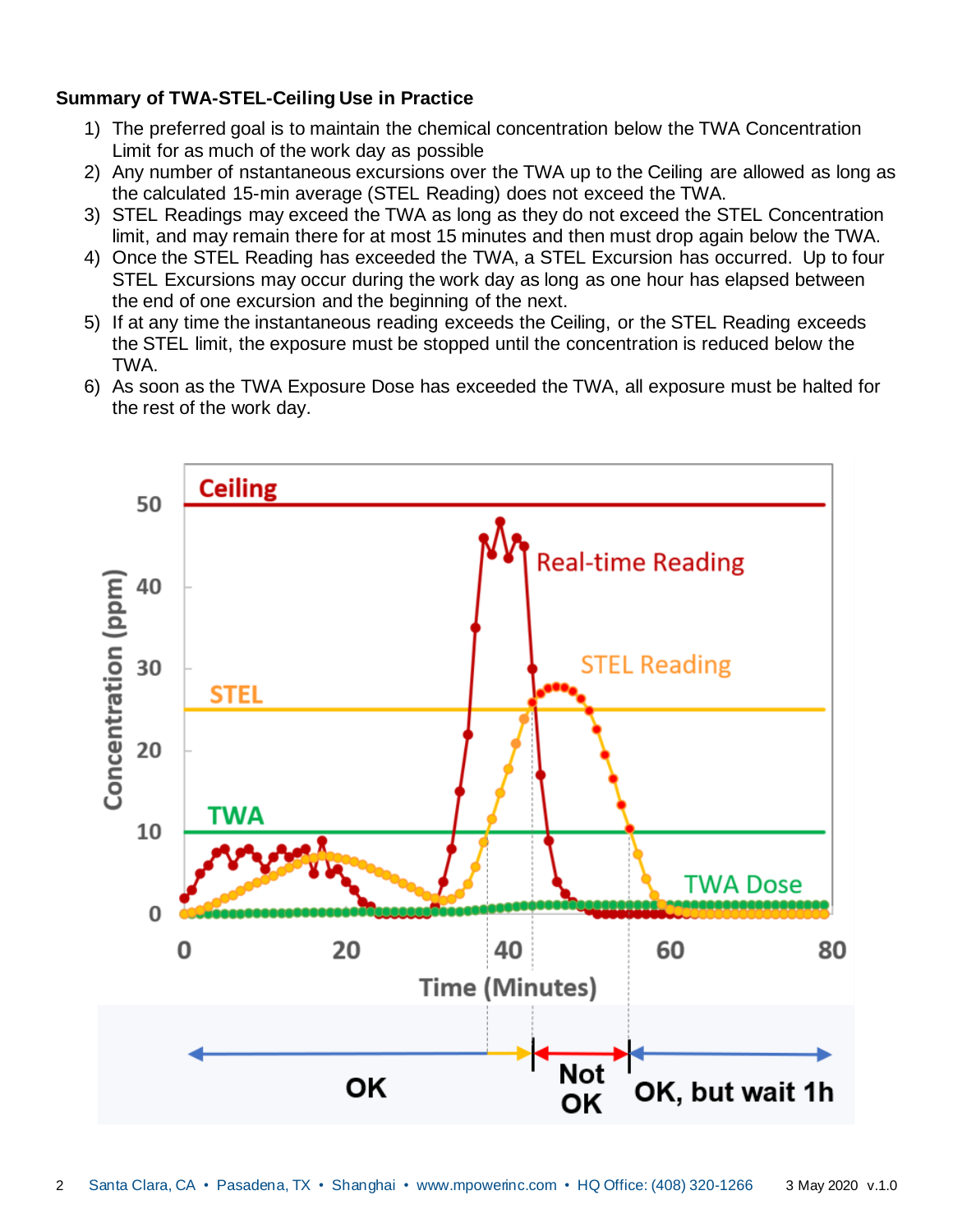**Summary of TWA-STEL-Ceiling Use in Practice**

1) The preferred goal is to maintain the chemical concentration below the TWA Concentration Limit for as much of the work day as possible
2) Any number of nstantaneous excursions over the TWA up to the Ceiling are allowed as long as the calculated 15-min average (STEL Reading) does not exceed the TWA.
3) STEL Readings may exceed the TWA as long as they do not exceed the STEL Concentration limit, and may remain there for at most 15 minutes and then must drop again below the TWA.
4) Once the STEL Reading has exceeded the TWA, a STEL Excursion has occurred. Up to four STEL Excursions may occur during the work day as long as one hour has elapsed between the end of one excursion and the beginning of the next.
5) If at any time the instantaneous reading exceeds the Ceiling, or the STEL Reading exceeds the STEL limit, the exposure must be stopped until the concentration is reduced below the TWA.
6) As soon as the TWA Exposure Dose has exceeded the TWA, all exposure must be halted for the rest of the work day.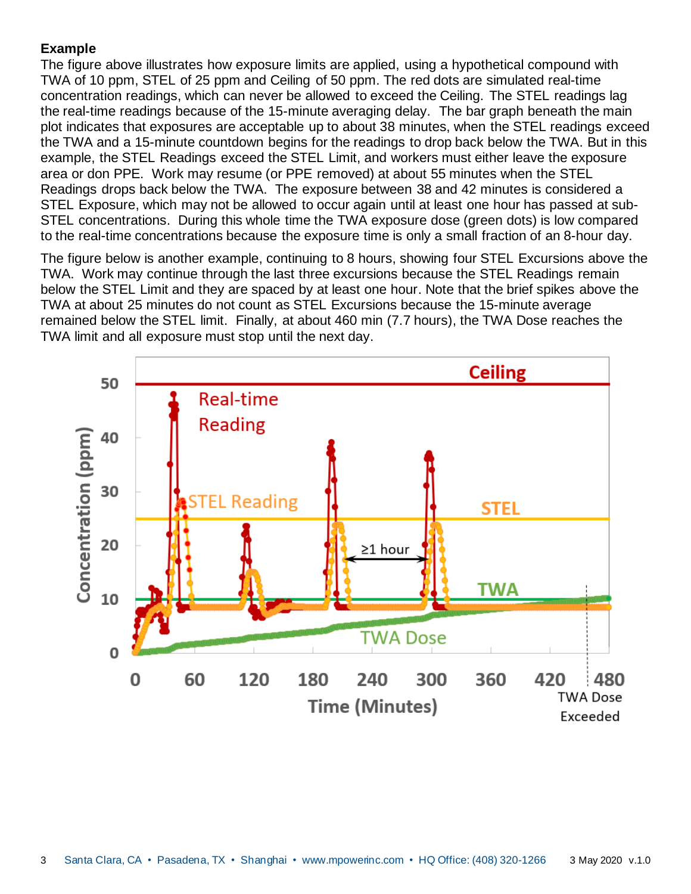**Example**

The figure above illustrates how exposure limits are applied, using a hypothetical compound with TWA of 10 ppm, STEL of 25 ppm and Ceiling of 50 ppm. The red dots are simulated real-time concentration readings, which can never be allowed to exceed the Ceiling. The STEL readings lag the real-time readings because of the 15-minute averaging delay. The bar graph beneath the main plot indicates that exposures are acceptable up to about 38 minutes, when the STEL readings exceed the TWA and a 15-minute countdown begins for the readings to drop back below the TWA. But in this example, the STEL Readings exceed the STEL Limit, and workers must either leave the exposure area or don PPE. Work may resume (or PPE removed) at about 55 minutes when the STEL Readings drops back below the TWA. The exposure between 38 and 42 minutes is considered a STEL Exposure, which may not be allowed to occur again until at least one hour has passed at sub-STEL concentrations. During this whole time the TWA exposure dose (green dots) is low compared to the real-time concentrations because the exposure time is only a small fraction of an 8-hour day.

The figure below is another example, continuing to 8 hours, showing four STEL Excursions above the TWA. Work may continue through the last three excursions because the STEL Readings remain below the STEL Limit and they are spaced by at least one hour. Note that the brief spikes above the TWA at about 25 minutes do not count as STEL Excursions because the 15-minute average remained below the STEL limit. Finally, at about 460 min (7.7 hours), the TWA Dose reaches the TWA limit and all exposure must stop until the next day.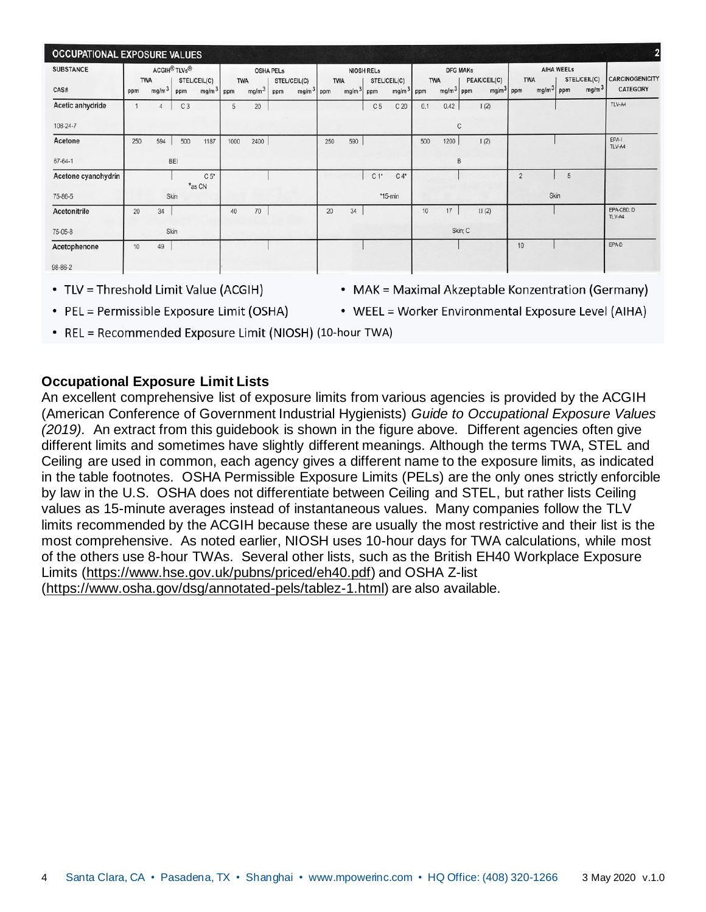**OCCUPATIONAL EXPOSURE VALUES**

| SUBSTANCE | ACGIH® TLVs® | | | | OSHA PELs | | | | NIOSH RELs | | | | DFG MAKs | | | | AIHA WEELs | | | | CARCINOGENICITY CATEGORY |
|---|---|---|---|---|---|---|---|---|---|---|---|---|---|---|---|---|---|---|---|---|---|
| | TWA | | STEL/CEIL(C) | | TWA | | STEL/CEIL(C) | | TWA | | STEL/CEIL(C) | | TWA | | PEAK/CEIL(C) | | TWA | | STEL/CEIL(C) | | |
| CAS# | ppm | mg/m³ | ppm | mg/m³ | ppm | mg/m³ | ppm | mg/m³ | ppm | mg/m³ | ppm | mg/m³ | ppm | mg/m³ | ppm | mg/m³ | ppm | mg/m³ | ppm | mg/m³ | |
| Acetic anhydride 108-24-7 | 1 | 4 | C 3 | | 5 | 20 | | | | | C 5 | C 20 | 0.1 | 0.42 | I (2) C | | | | | | TLV-A4 |
| Acetone 67-64-1 | 250 | 594 | 500 | 1187 BEI | 1000 | 2400 | | | 250 | 590 | | | 500 | 1200 | I (2) B | | | | | | EPA-I TLV-A4 |
| Acetone cyanohydrin 75-86-5 | | | C 5* *as CN Skin | | | | | | | | C 1* | C 4* *15-min | | | | | 2 | | 5 Skin | | |
| Acetonitrile 75-05-8 | 20 | 34 | Skin | | 40 | 70 | | | 20 | 34 | | | 10 | 17 | II (2) Skin; C | | | | | | EPA-CBD; D TLV-A4 |
| Acetophenone 98-86-2 | 10 | 49 | | | | | | | | | | | | | | | 10 | | | | EPA-D |

- TLV = Threshold Limit Value (ACGIH)
- PEL = Permissible Exposure Limit (OSHA)
- REL = Recommended Exposure Limit (NIOSH) (10-hour TWA)
- MAK = Maximal Akzeptable Konzentration (Germany)
- WEEL = Worker Environmental Exposure Level (AIHA)

### Occupational Exposure Limit Lists

An excellent comprehensive list of exposure limits from various agencies is provided by the ACGIH (American Conference of Government Industrial Hygienists) *Guide to Occupational Exposure Values (2019)*. An extract from this guidebook is shown in the figure above. Different agencies often give different limits and sometimes have slightly different meanings. Although the terms TWA, STEL and Ceiling are used in common, each agency gives a different name to the exposure limits, as indicated in the table footnotes. OSHA Permissible Exposure Limits (PELs) are the only ones strictly enforcible by law in the U.S. OSHA does not differentiate between Ceiling and STEL, but rather lists Ceiling values as 15-minute averages instead of instantaneous values. Many companies follow the TLV limits recommended by the ACGIH because these are usually the most restrictive and their list is the most comprehensive. As noted earlier, NIOSH uses 10-hour days for TWA calculations, while most of the others use 8-hour TWAs. Several other lists, such as the British EH40 Workplace Exposure Limits (https://www.hse.gov.uk/pubns/priced/eh40.pdf) and OSHA Z-list (https://www.osha.gov/dsg/annotated-pels/tablez-1.html) are also available.